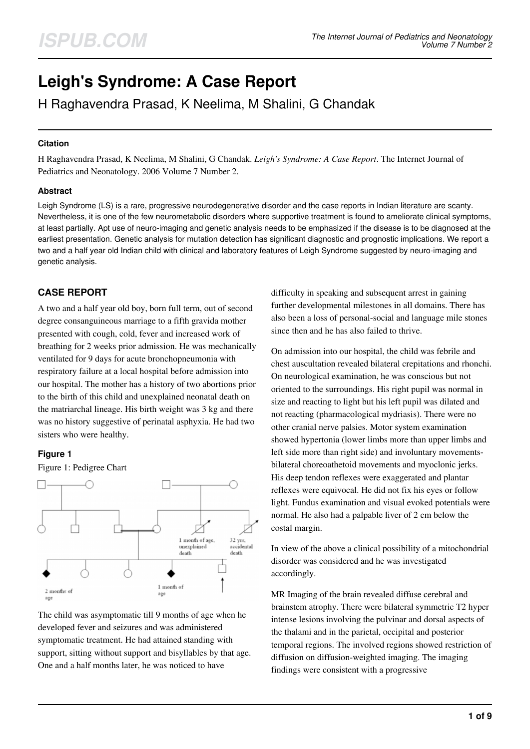# Leigh's Syndrome: A Case Report

H Raghavendra Prasad, K Neelima, M Shalini, G Chandak

### Citation

H Raghavendra Prasad, K Neelima, M Shalini, G Chandak. *Leigh's Syndrome: A Case Report*. The Internet Journal of Pediatrics and Neonatology. 2006 Volume 7 Number 2.

### Abstract

Leigh Syndrome (LS) is a rare, progressive neurodegenerative disorder and the case reports in Indian literature are scanty. Nevertheless, it is one of the few neurometabolic disorders where supportive treatment is found to ameliorate clinical symptoms, at least partially. Apt use of neuro-imaging and genetic analysis needs to be emphasized if the disease is to be diagnosed at the earliest presentation. Genetic analysis for mutation detection has significant diagnostic and prognostic implications. We report a two and a half year old Indian child with clinical and laboratory features of Leigh Syndrome suggested by neuro-imaging and genetic analysis.

## CASE REPORT

A two and a half year old boy, born full term, out of second degree consanguineous marriage to a fifth gravida mother presented with cough, cold, fever and increased work of breathing for 2 weeks prior admission. He was mechanically ventilated for 9 days for acute bronchopneumonia with respiratory failure at a local hospital before admission into our hospital. The mother has a history of two abortions prior to the birth of this child and unexplained neonatal death on the matriarchal lineage. His birth weight was 3 kg and there was no history suggestive of perinatal asphyxia. He had two sisters who were healthy.

### Figure 1

Figure 1: Pedigree Chart

1 month of age, unexplained death

32 yrs, accidental death

2 months of age

1 month of age

The child was asymptomatic till 9 months of age when he developed fever and seizures and was administered symptomatic treatment. He had attained standing with support, sitting without support and bisyllables by that age. One and a half months later, he was noticed to have difficulty in speaking and subsequent arrest in gaining further developmental milestones in all domains. There has also been a loss of personal-social and language mile stones since then and he has also failed to thrive.

On admission into our hospital, the child was febrile and chest auscultation revealed bilateral crepitations and rhonchi. On neurological examination, he was conscious but not oriented to the surroundings. His right pupil was normal in size and reacting to light but his left pupil was dilated and not reacting (pharmacological mydriasis). There were no other cranial nerve palsies. Motor system examination showed hypertonia (lower limbs more than upper limbs and left side more than right side) and involuntary movements- bilateral choreoathetoid movements and myoclonic jerks. His deep tendon reflexes were exaggerated and plantar reflexes were equivocal. He did not fix his eyes or follow light. Fundus examination and visual evoked potentials were normal. He also had a palpable liver of 2 cm below the costal margin.

In view of the above a clinical possibility of a mitochondrial disorder was considered and he was investigated accordingly.

MR Imaging of the brain revealed diffuse cerebral and brainstem atrophy. There were bilateral symmetric T2 hyper intense lesions involving the pulvinar and dorsal aspects of the thalami and in the parietal, occipital and posterior temporal regions. The involved regions showed restriction of diffusion on diffusion-weighted imaging. The imaging findings were consistent with a progressive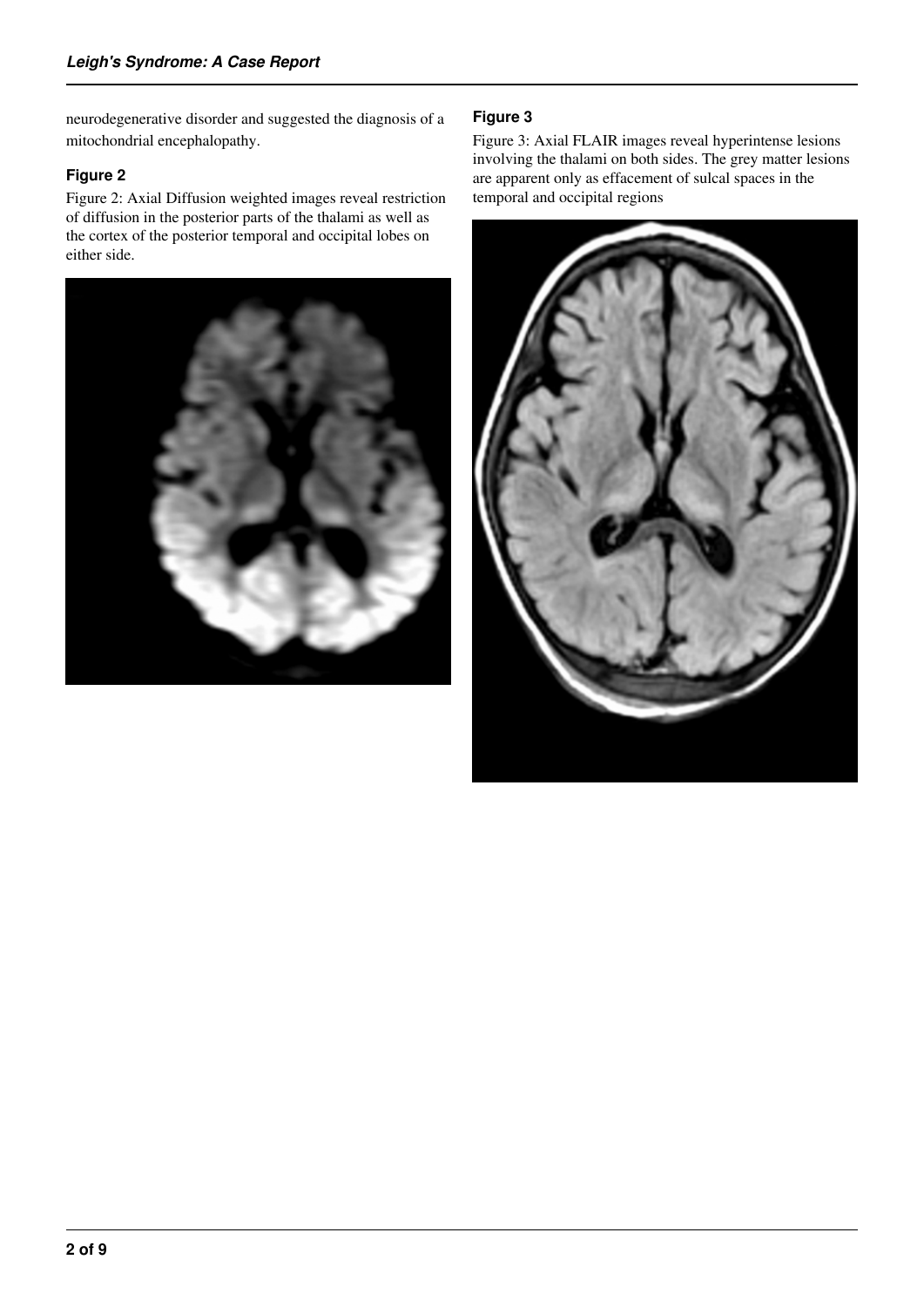neurodegenerative disorder and suggested the diagnosis of a mitochondrial encephalopathy.

### Figure 2

Figure 2: Axial Diffusion weighted images reveal restriction of diffusion in the posterior parts of the thalami as well as the cortex of the posterior temporal and occipital lobes on either side.

### Figure 3

Figure 3: Axial FLAIR images reveal hyperintense lesions involving the thalami on both sides. The grey matter lesions are apparent only as effacement of sulcal spaces in the temporal and occipital regions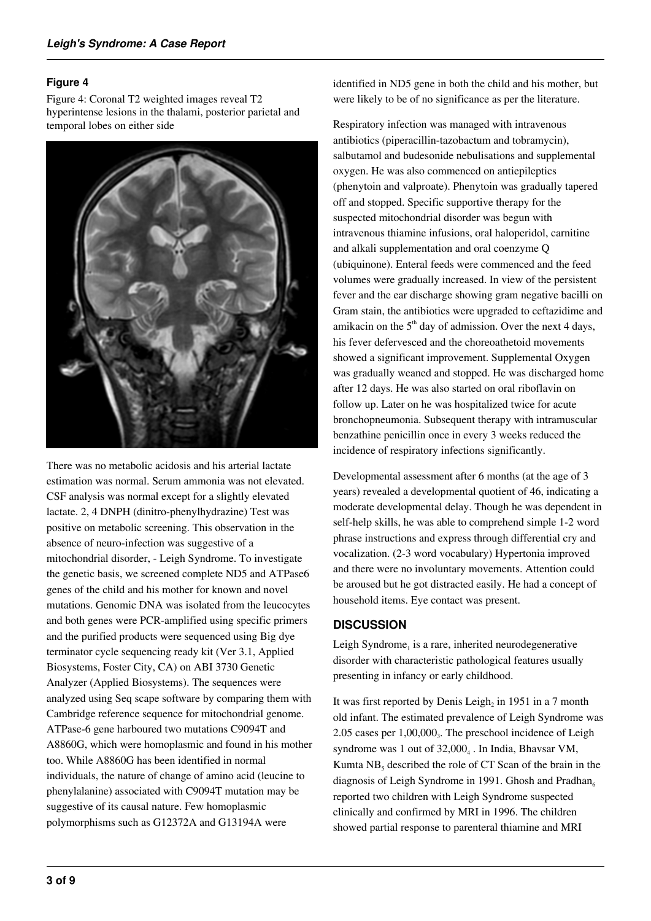### Figure 4

Figure 4: Coronal T2 weighted images reveal T2 hyperintense lesions in the thalami, posterior parietal and temporal lobes on either side

There was no metabolic acidosis and his arterial lactate estimation was normal. Serum ammonia was not elevated. CSF analysis was normal except for a slightly elevated lactate. 2, 4 DNPH (dinitro-phenylhydrazine) Test was positive on metabolic screening. This observation in the absence of neuro-infection was suggestive of a mitochondrial disorder, - Leigh Syndrome. To investigate the genetic basis, we screened complete ND5 and ATPase6 genes of the child and his mother for known and novel mutations. Genomic DNA was isolated from the leucocytes and both genes were PCR-amplified using specific primers and the purified products were sequenced using Big dye terminator cycle sequencing ready kit (Ver 3.1, Applied Biosystems, Foster City, CA) on ABI 3730 Genetic Analyzer (Applied Biosystems). The sequences were analyzed using Seq scape software by comparing them with Cambridge reference sequence for mitochondrial genome. ATPase-6 gene harboured two mutations C9094T and A8860G, which were homoplasmic and found in his mother too. While A8860G has been identified in normal individuals, the nature of change of amino acid (leucine to phenylalanine) associated with C9094T mutation may be suggestive of its causal nature. Few homoplasmic polymorphisms such as G12372A and G13194A were identified in ND5 gene in both the child and his mother, but were likely to be of no significance as per the literature.

Respiratory infection was managed with intravenous antibiotics (piperacillin-tazobactum and tobramycin), salbutamol and budesonide nebulisations and supplemental oxygen. He was also commenced on antiepileptics (phenytoin and valproate). Phenytoin was gradually tapered off and stopped. Specific supportive therapy for the suspected mitochondrial disorder was begun with intravenous thiamine infusions, oral haloperidol, carnitine and alkali supplementation and oral coenzyme Q (ubiquinone). Enteral feeds were commenced and the feed volumes were gradually increased. In view of the persistent fever and the ear discharge showing gram negative bacilli on Gram stain, the antibiotics were upgraded to ceftazidime and amikacin on the 5th day of admission. Over the next 4 days, his fever defervesced and the choreoathetoid movements showed a significant improvement. Supplemental Oxygen was gradually weaned and stopped. He was discharged home after 12 days. He was also started on oral riboflavin on follow up. Later on he was hospitalized twice for acute bronchopneumonia. Subsequent therapy with intramuscular benzathine penicillin once in every 3 weeks reduced the incidence of respiratory infections significantly.

Developmental assessment after 6 months (at the age of 3 years) revealed a developmental quotient of 46, indicating a moderate developmental delay. Though he was dependent in self-help skills, he was able to comprehend simple 1-2 word phrase instructions and express through differential cry and vocalization. (2-3 word vocabulary) Hypertonia improved and there were no involuntary movements. Attention could be aroused but he got distracted easily. He had a concept of household items. Eye contact was present.

## DISCUSSION

Leigh Syndrome[1] is a rare, inherited neurodegenerative disorder with characteristic pathological features usually presenting in infancy or early childhood.

It was first reported by Denis Leigh[2] in 1951 in a 7 month old infant. The estimated prevalence of Leigh Syndrome was 2.05 cases per 1,00,000[3]. The preschool incidence of Leigh syndrome was 1 out of 32,000[4] . In India, Bhavsar VM, Kumta NB[5] described the role of CT Scan of the brain in the diagnosis of Leigh Syndrome in 1991. Ghosh and Pradhan[6] reported two children with Leigh Syndrome suspected clinically and confirmed by MRI in 1996. The children showed partial response to parenteral thiamine and MRI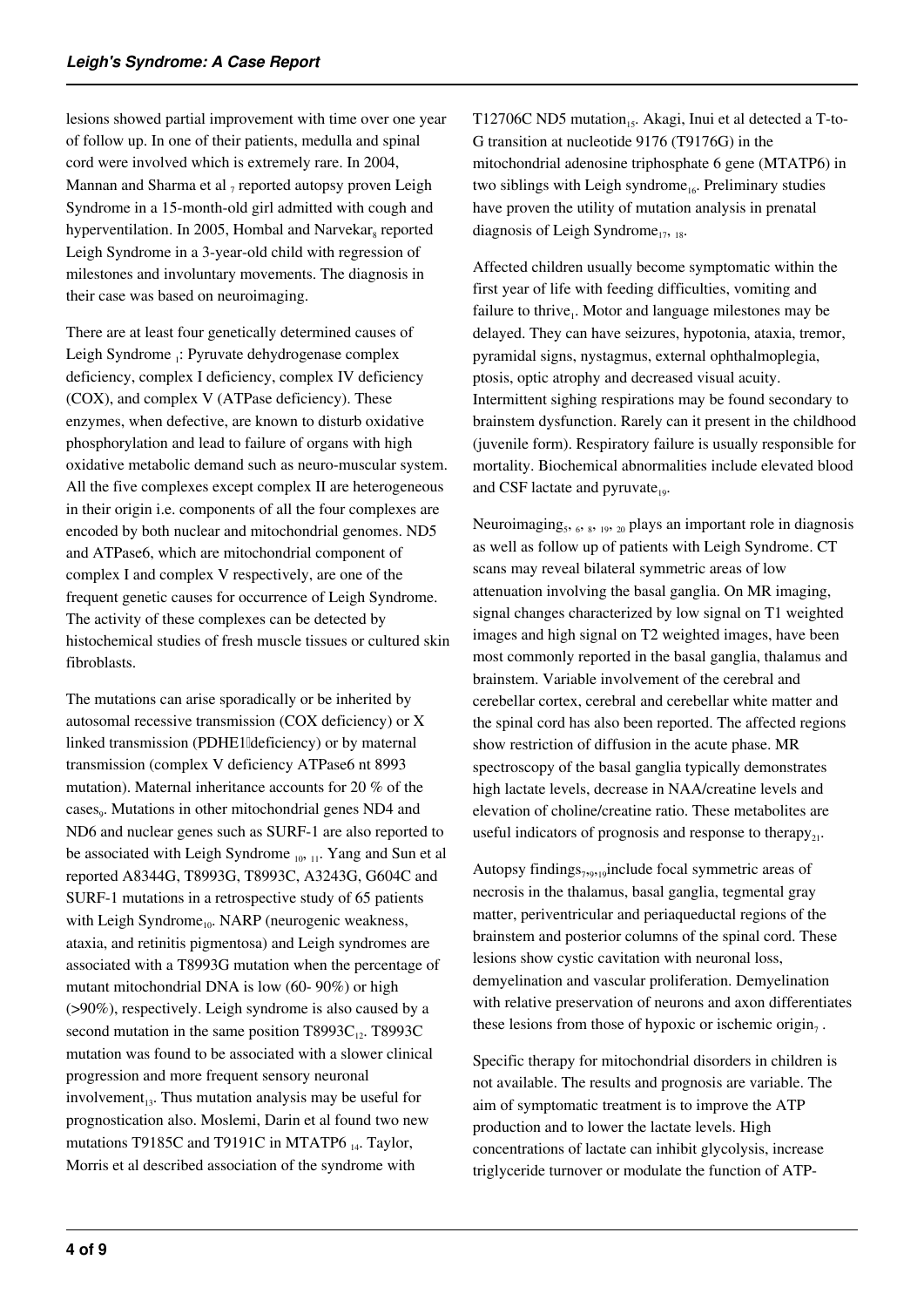lesions showed partial improvement with time over one year of follow up. In one of their patients, medulla and spinal cord were involved which is extremely rare. In 2004, Mannan and Sharma et al [7] reported autopsy proven Leigh Syndrome in a 15-month-old girl admitted with cough and hyperventilation. In 2005, Hombal and Narvekar[8] reported Leigh Syndrome in a 3-year-old child with regression of milestones and involuntary movements. The diagnosis in their case was based on neuroimaging.

There are at least four genetically determined causes of Leigh Syndrome [1]: Pyruvate dehydrogenase complex deficiency, complex I deficiency, complex IV deficiency (COX), and complex V (ATPase deficiency). These enzymes, when defective, are known to disturb oxidative phosphorylation and lead to failure of organs with high oxidative metabolic demand such as neuro-muscular system. All the five complexes except complex II are heterogeneous in their origin i.e. components of all the four complexes are encoded by both nuclear and mitochondrial genomes. ND5 and ATPase6, which are mitochondrial component of complex I and complex V respectively, are one of the frequent genetic causes for occurrence of Leigh Syndrome. The activity of these complexes can be detected by histochemical studies of fresh muscle tissues or cultured skin fibroblasts.

The mutations can arise sporadically or be inherited by autosomal recessive transmission (COX deficiency) or X linked transmission (PDHE1 deficiency) or by maternal transmission (complex V deficiency ATPase6 nt 8993 mutation). Maternal inheritance accounts for 20 % of the cases[9]. Mutations in other mitochondrial genes ND4 and ND6 and nuclear genes such as SURF-1 are also reported to be associated with Leigh Syndrome [10, 11]. Yang and Sun et al reported A8344G, T8993G, T8993C, A3243G, G604C and SURF-1 mutations in a retrospective study of 65 patients with Leigh Syndrome[10]. NARP (neurogenic weakness, ataxia, and retinitis pigmentosa) and Leigh syndromes are associated with a T8993G mutation when the percentage of mutant mitochondrial DNA is low (60- 90%) or high (>90%), respectively. Leigh syndrome is also caused by a second mutation in the same position T8993C[12]. T8993C mutation was found to be associated with a slower clinical progression and more frequent sensory neuronal involvement[13]. Thus mutation analysis may be useful for prognostication also. Moslemi, Darin et al found two new mutations T9185C and T9191C in MTATP6 [14]. Taylor, Morris et al described association of the syndrome with T12706C ND5 mutation[15]. Akagi, Inui et al detected a T-to-G transition at nucleotide 9176 (T9176G) in the mitochondrial adenosine triphosphate 6 gene (MTATP6) in two siblings with Leigh syndrome[16]. Preliminary studies have proven the utility of mutation analysis in prenatal diagnosis of Leigh Syndrome[17, 18].

Affected children usually become symptomatic within the first year of life with feeding difficulties, vomiting and failure to thrive[1]. Motor and language milestones may be delayed. They can have seizures, hypotonia, ataxia, tremor, pyramidal signs, nystagmus, external ophthalmoplegia, ptosis, optic atrophy and decreased visual acuity. Intermittent sighing respirations may be found secondary to brainstem dysfunction. Rarely can it present in the childhood (juvenile form). Respiratory failure is usually responsible for mortality. Biochemical abnormalities include elevated blood and CSF lactate and pyruvate[19].

Neuroimaging[5, 6, 8, 19, 20] plays an important role in diagnosis as well as follow up of patients with Leigh Syndrome. CT scans may reveal bilateral symmetric areas of low attenuation involving the basal ganglia. On MR imaging, signal changes characterized by low signal on T1 weighted images and high signal on T2 weighted images, have been most commonly reported in the basal ganglia, thalamus and brainstem. Variable involvement of the cerebral and cerebellar cortex, cerebral and cerebellar white matter and the spinal cord has also been reported. The affected regions show restriction of diffusion in the acute phase. MR spectroscopy of the basal ganglia typically demonstrates high lactate levels, decrease in NAA/creatine levels and elevation of choline/creatine ratio. These metabolites are useful indicators of prognosis and response to therapy[21].

Autopsy findings[7,9,19] include focal symmetric areas of necrosis in the thalamus, basal ganglia, tegmental gray matter, periventricular and periaqueductal regions of the brainstem and posterior columns of the spinal cord. These lesions show cystic cavitation with neuronal loss, demyelination and vascular proliferation. Demyelination with relative preservation of neurons and axon differentiates these lesions from those of hypoxic or ischemic origin[7] .

Specific therapy for mitochondrial disorders in children is not available. The results and prognosis are variable. The aim of symptomatic treatment is to improve the ATP production and to lower the lactate levels. High concentrations of lactate can inhibit glycolysis, increase triglyceride turnover or modulate the function of ATP-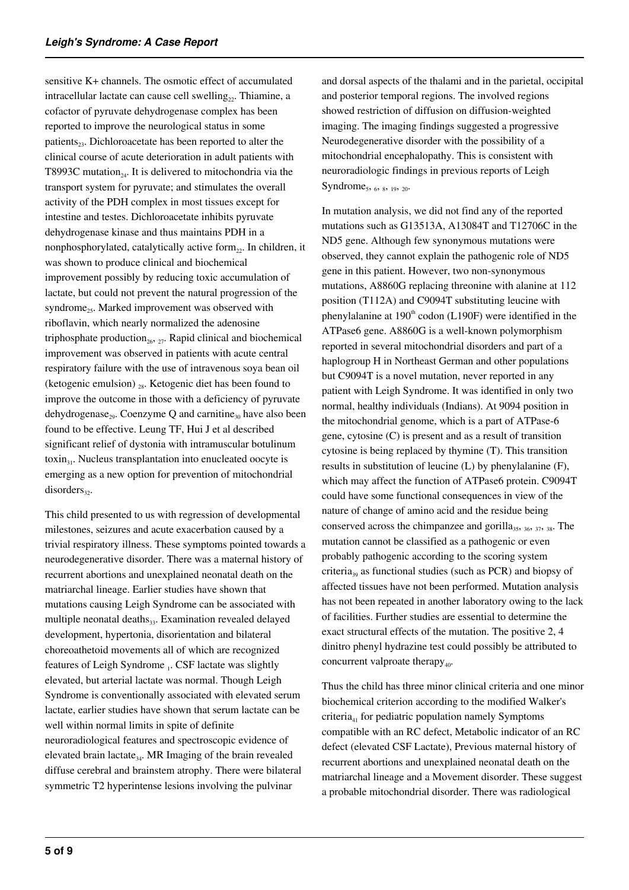sensitive K+ channels. The osmotic effect of accumulated intracellular lactate can cause cell swelling[22]. Thiamine, a cofactor of pyruvate dehydrogenase complex has been reported to improve the neurological status in some patients[23]. Dichloroacetate has been reported to alter the clinical course of acute deterioration in adult patients with T8993C mutation[24]. It is delivered to mitochondria via the transport system for pyruvate; and stimulates the overall activity of the PDH complex in most tissues except for intestine and testes. Dichloroacetate inhibits pyruvate dehydrogenase kinase and thus maintains PDH in a nonphosphorylated, catalytically active form[22]. In children, it was shown to produce clinical and biochemical improvement possibly by reducing toxic accumulation of lactate, but could not prevent the natural progression of the syndrome[25]. Marked improvement was observed with riboflavin, which nearly normalized the adenosine triphosphate production[26, 27]. Rapid clinical and biochemical improvement was observed in patients with acute central respiratory failure with the use of intravenous soya bean oil (ketogenic emulsion) [28]. Ketogenic diet has been found to improve the outcome in those with a deficiency of pyruvate dehydrogenase[29]. Coenzyme Q and carnitine[30] have also been found to be effective. Leung TF, Hui J et al described significant relief of dystonia with intramuscular botulinum toxin[31]. Nucleus transplantation into enucleated oocyte is emerging as a new option for prevention of mitochondrial disorders[32].

This child presented to us with regression of developmental milestones, seizures and acute exacerbation caused by a trivial respiratory illness. These symptoms pointed towards a neurodegenerative disorder. There was a maternal history of recurrent abortions and unexplained neonatal death on the matriarchal lineage. Earlier studies have shown that mutations causing Leigh Syndrome can be associated with multiple neonatal deaths[33]. Examination revealed delayed development, hypertonia, disorientation and bilateral choreoathetoid movements all of which are recognized features of Leigh Syndrome [1]. CSF lactate was slightly elevated, but arterial lactate was normal. Though Leigh Syndrome is conventionally associated with elevated serum lactate, earlier studies have shown that serum lactate can be well within normal limits in spite of definite neuroradiological features and spectroscopic evidence of elevated brain lactate[34]. MR Imaging of the brain revealed diffuse cerebral and brainstem atrophy. There were bilateral symmetric T2 hyperintense lesions involving the pulvinar and dorsal aspects of the thalami and in the parietal, occipital and posterior temporal regions. The involved regions showed restriction of diffusion on diffusion-weighted imaging. The imaging findings suggested a progressive Neurodegenerative disorder with the possibility of a mitochondrial encephalopathy. This is consistent with neuroradiologic findings in previous reports of Leigh Syndrome[5, 6, 8, 19, 20].

In mutation analysis, we did not find any of the reported mutations such as G13513A, A13084T and T12706C in the ND5 gene. Although few synonymous mutations were observed, they cannot explain the pathogenic role of ND5 gene in this patient. However, two non-synonymous mutations, A8860G replacing threonine with alanine at 112 position (T112A) and C9094T substituting leucine with phenylalanine at 190[th] codon (L190F) were identified in the ATPase6 gene. A8860G is a well-known polymorphism reported in several mitochondrial disorders and part of a haplogroup H in Northeast German and other populations but C9094T is a novel mutation, never reported in any patient with Leigh Syndrome. It was identified in only two normal, healthy individuals (Indians). At 9094 position in the mitochondrial genome, which is a part of ATPase-6 gene, cytosine (C) is present and as a result of transition cytosine is being replaced by thymine (T). This transition results in substitution of leucine (L) by phenylalanine (F), which may affect the function of ATPase6 protein. C9094T could have some functional consequences in view of the nature of change of amino acid and the residue being conserved across the chimpanzee and gorilla[35, 36, 37, 38]. The mutation cannot be classified as a pathogenic or even probably pathogenic according to the scoring system criteria[39] as functional studies (such as PCR) and biopsy of affected tissues have not been performed. Mutation analysis has not been repeated in another laboratory owing to the lack of facilities. Further studies are essential to determine the exact structural effects of the mutation. The positive 2, 4 dinitro phenyl hydrazine test could possibly be attributed to concurrent valproate therapy[40].

Thus the child has three minor clinical criteria and one minor biochemical criterion according to the modified Walker's criteria[41] for pediatric population namely Symptoms compatible with an RC defect, Metabolic indicator of an RC defect (elevated CSF Lactate), Previous maternal history of recurrent abortions and unexplained neonatal death on the matriarchal lineage and a Movement disorder. These suggest a probable mitochondrial disorder. There was radiological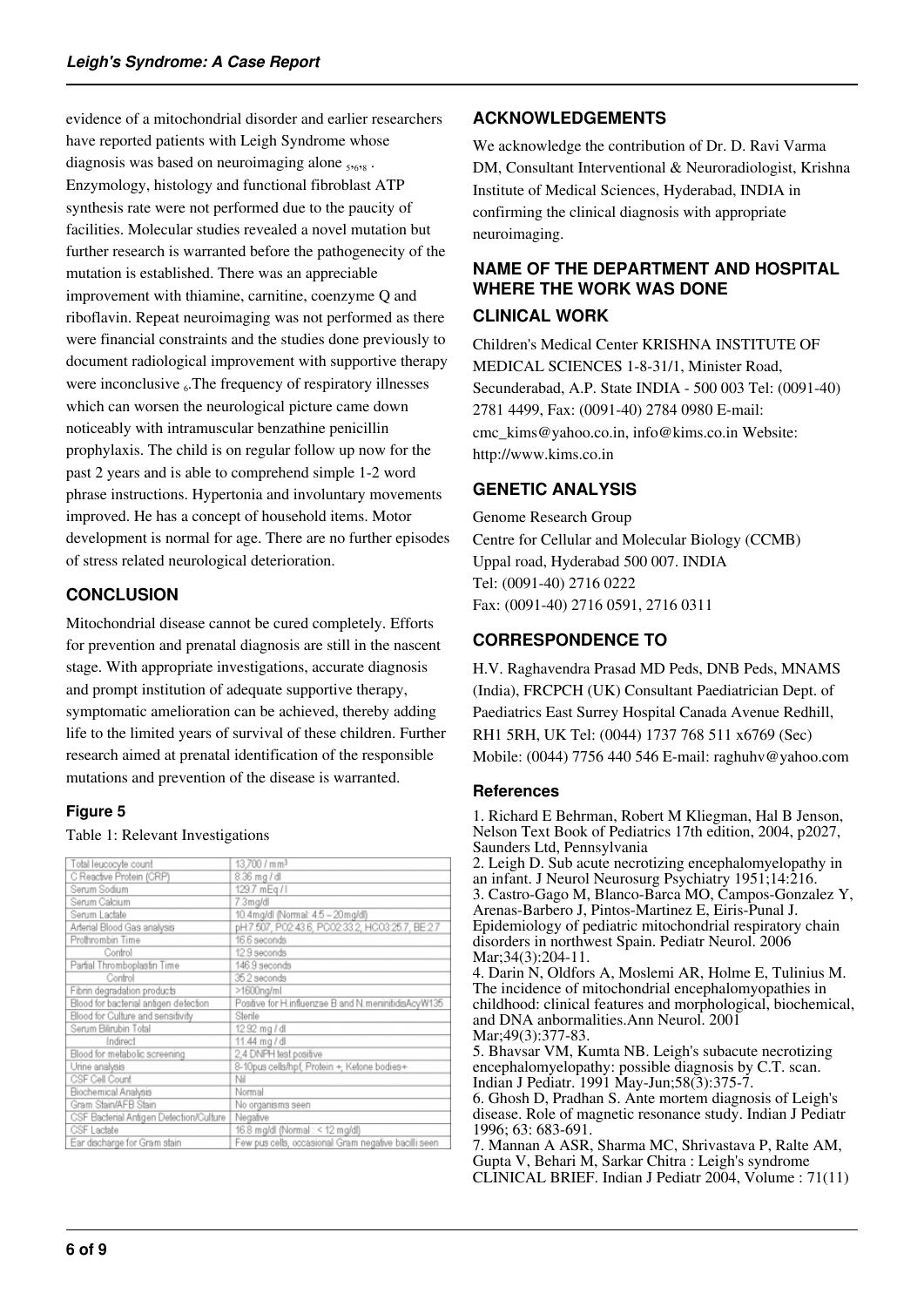evidence of a mitochondrial disorder and earlier researchers have reported patients with Leigh Syndrome whose diagnosis was based on neuroimaging alone [5,6,8]. Enzymology, histology and functional fibroblast ATP synthesis rate were not performed due to the paucity of facilities. Molecular studies revealed a novel mutation but further research is warranted before the pathogenecity of the mutation is established. There was an appreciable improvement with thiamine, carnitine, coenzyme Q and riboflavin. Repeat neuroimaging was not performed as there were financial constraints and the studies done previously to document radiological improvement with supportive therapy were inconclusive [6]. The frequency of respiratory illnesses which can worsen the neurological picture came down noticeably with intramuscular benzathine penicillin prophylaxis. The child is on regular follow up now for the past 2 years and is able to comprehend simple 1-2 word phrase instructions. Hypertonia and involuntary movements improved. He has a concept of household items. Motor development is normal for age. There are no further episodes of stress related neurological deterioration.

## CONCLUSION

Mitochondrial disease cannot be cured completely. Efforts for prevention and prenatal diagnosis are still in the nascent stage. With appropriate investigations, accurate diagnosis and prompt institution of adequate supportive therapy, symptomatic amelioration can be achieved, thereby adding life to the limited years of survival of these children. Further research aimed at prenatal identification of the responsible mutations and prevention of the disease is warranted.

### Figure 5

Table 1: Relevant Investigations

| | |
|---|---|
| Total leucocyte count | 13,700 / mm³ |
| C Reactive Protein (CRP) | 8.36 mg / dl |
| Serum Sodium | 129.7 mEq / l |
| Serum Calcium | 7.3mg/dl |
| Serum Lactate | 10.4mg/dl (Normal: 4.5 – 20mg/dl) |
| Arterial Blood Gas analysis | pH:7.507, PO2:43.6, PCO2:33.2, HCO3:25.7, BE:2.7 |
| Prothrombin Time | 16.6 seconds |
| Control | 12.9 seconds |
| Partial Thromboplastin Time | 146.9 seconds |
| Control | 35.2 seconds |
| Fibrin degradation products | >1600ng/ml |
| Blood for bacterial antigen detection | Positive for H.influenzae B and N.meninitidisAcyW135 |
| Blood for Culture and sensitivity | Sterile |
| Serum Bilirubin Total | 12.92 mg / dl |
| Indirect | 11.44 mg / dl |
| Blood for metabolic screening | 2,4 DNPH test positive |
| Urine analysis | 8-10pus cells/hpf, Protein +, Ketone bodies+ |
| CSF Cell Count | Nil |
| Biochemical Analysis | Normal |
| Gram Stain/AFB Stain | No organisms seen |
| CSF Bacterial Antigen Detection/Culture | Negative |
| CSF Lactate | 16.8 mg/dl (Normal : < 12 mg/dl) |
| Ear discharge for Gram stain | Few pus cells, occasional Gram negative bacilli seen |

## ACKNOWLEDGEMENTS

We acknowledge the contribution of Dr. D. Ravi Varma DM, Consultant Interventional & Neuroradiologist, Krishna Institute of Medical Sciences, Hyderabad, INDIA in confirming the clinical diagnosis with appropriate neuroimaging.

## NAME OF THE DEPARTMENT AND HOSPITAL WHERE THE WORK WAS DONE

## CLINICAL WORK

Children's Medical Center KRISHNA INSTITUTE OF MEDICAL SCIENCES 1-8-31/1, Minister Road, Secunderabad, A.P. State INDIA - 500 003 Tel: (0091-40) 2781 4499, Fax: (0091-40) 2784 0980 E-mail: cmc_kims@yahoo.co.in, info@kims.co.in Website: http://www.kims.co.in

## GENETIC ANALYSIS

Genome Research Group
Centre for Cellular and Molecular Biology (CCMB)
Uppal road, Hyderabad 500 007. INDIA
Tel: (0091-40) 2716 0222
Fax: (0091-40) 2716 0591, 2716 0311

## CORRESPONDENCE TO

H.V. Raghavendra Prasad MD Peds, DNB Peds, MNAMS (India), FRCPCH (UK) Consultant Paediatrician Dept. of Paediatrics East Surrey Hospital Canada Avenue Redhill, RH1 5RH, UK Tel: (0044) 1737 768 511 x6769 (Sec) Mobile: (0044) 7756 440 546 E-mail: raghuhv@yahoo.com

### References

1. Richard E Behrman, Robert M Kliegman, Hal B Jenson, Nelson Text Book of Pediatrics 17th edition, 2004, p2027, Saunders Ltd, Pennsylvania
2. Leigh D. Sub acute necrotizing encephalomyelopathy in an infant. J Neurol Neurosurg Psychiatry 1951;14:216.
3. Castro-Gago M, Blanco-Barca MO, Campos-Gonzalez Y, Arenas-Barbero J, Pintos-Martinez E, Eiris-Punal J. Epidemiology of pediatric mitochondrial respiratory chain disorders in northwest Spain. Pediatr Neurol. 2006 Mar;34(3):204-11.
4. Darin N, Oldfors A, Moslemi AR, Holme E, Tulinius M. The incidence of mitochondrial encephalomyopathies in childhood: clinical features and morphological, biochemical, and DNA anbormalities.Ann Neurol. 2001 Mar;49(3):377-83.
5. Bhavsar VM, Kumta NB. Leigh's subacute necrotizing encephalomyelopathy: possible diagnosis by C.T. scan. Indian J Pediatr. 1991 May-Jun;58(3):375-7.
6. Ghosh D, Pradhan S. Ante mortem diagnosis of Leigh's disease. Role of magnetic resonance study. Indian J Pediatr 1996; 63: 683-691.
7. Mannan A ASR, Sharma MC, Shrivastava P, Ralte AM, Gupta V, Behari M, Sarkar Chitra : Leigh's syndrome CLINICAL BRIEF. Indian J Pediatr 2004, Volume : 71(11)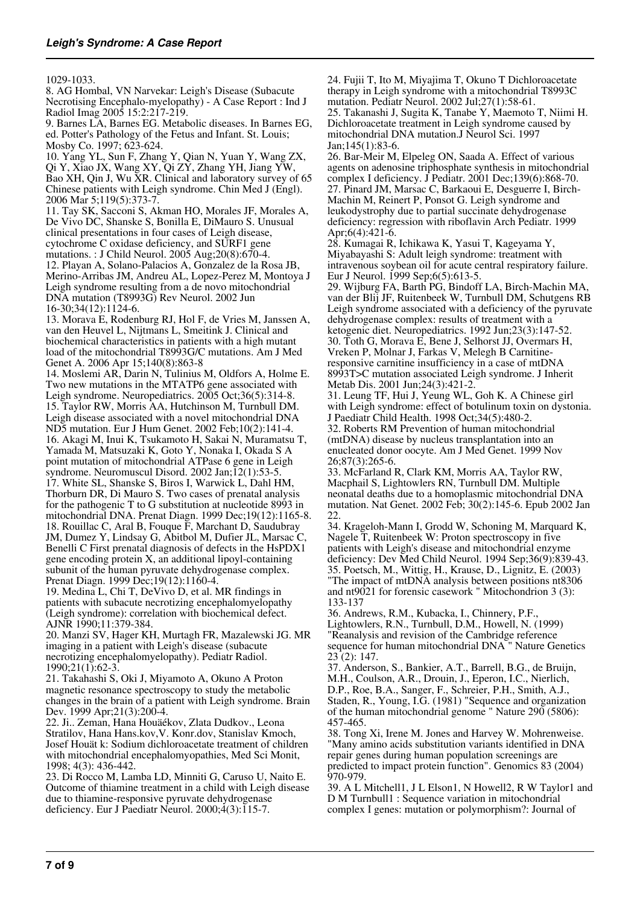1029-1033.

8. AG Hombal, VN Narvekar: Leigh's Disease (Subacute Necrotising Encephalo-myelopathy) - A Case Report : Ind J Radiol Imag 2005 15:2:217-219.

9. Barnes LA, Barnes EG. Metabolic diseases. In Barnes EG, ed. Potter's Pathology of the Fetus and Infant. St. Louis; Mosby Co. 1997; 623-624.

10. Yang YL, Sun F, Zhang Y, Qian N, Yuan Y, Wang ZX, Qi Y, Xiao JX, Wang XY, Qi ZY, Zhang YH, Jiang YW, Bao XH, Qin J, Wu XR. Clinical and laboratory survey of 65 Chinese patients with Leigh syndrome. Chin Med J (Engl). 2006 Mar 5;119(5):373-7.

11. Tay SK, Sacconi S, Akman HO, Morales JF, Morales A, De Vivo DC, Shanske S, Bonilla E, DiMauro S. Unusual clinical presentations in four cases of Leigh disease, cytochrome C oxidase deficiency, and SURF1 gene mutations. : J Child Neurol. 2005 Aug;20(8):670-4.

12. Playan A, Solano-Palacios A, Gonzalez de la Rosa JB, Merino-Arribas JM, Andreu AL, Lopez-Perez M, Montoya J Leigh syndrome resulting from a de novo mitochondrial DNA mutation (T8993G) Rev Neurol. 2002 Jun 16-30;34(12):1124-6.

13. Morava E, Rodenburg RJ, Hol F, de Vries M, Janssen A, van den Heuvel L, Nijtmans L, Smeitink J. Clinical and biochemical characteristics in patients with a high mutant load of the mitochondrial T8993G/C mutations. Am J Med Genet A. 2006 Apr 15;140(8):863-8

14. Moslemi AR, Darin N, Tulinius M, Oldfors A, Holme E. Two new mutations in the MTATP6 gene associated with Leigh syndrome. Neuropediatrics. 2005 Oct;36(5):314-8.

15. Taylor RW, Morris AA, Hutchinson M, Turnbull DM. Leigh disease associated with a novel mitochondrial DNA ND5 mutation. Eur J Hum Genet. 2002 Feb;10(2):141-4.

16. Akagi M, Inui K, Tsukamoto H, Sakai N, Muramatsu T, Yamada M, Matsuzaki K, Goto Y, Nonaka I, Okada S A point mutation of mitochondrial ATPase 6 gene in Leigh syndrome. Neuromuscul Disord. 2002 Jan;12(1):53-5.

17. White SL, Shanske S, Biros I, Warwick L, Dahl HM, Thorburn DR, Di Mauro S. Two cases of prenatal analysis for the pathogenic T to G substitution at nucleotide 8993 in mitochondrial DNA. Prenat Diagn. 1999 Dec;19(12):1165-8.

18. Rouillac C, Aral B, Fouque F, Marchant D, Saudubray JM, Dumez Y, Lindsay G, Abitbol M, Dufier JL, Marsac C, Benelli C First prenatal diagnosis of defects in the HsPDX1 gene encoding protein X, an additional lipoyl-containing subunit of the human pyruvate dehydrogenase complex. Prenat Diagn. 1999 Dec;19(12):1160-4.

19. Medina L, Chi T, DeVivo D, et al. MR findings in patients with subacute necrotizing encephalomyelopathy (Leigh syndrome): correlation with biochemical defect. AJNR 1990;11:379-384.

20. Manzi SV, Hager KH, Murtagh FR, Mazalewski JG. MR imaging in a patient with Leigh's disease (subacute necrotizing encephalomyelopathy). Pediatr Radiol. 1990;21(1):62-3.

21. Takahashi S, Oki J, Miyamoto A, Okuno A Proton magnetic resonance spectroscopy to study the metabolic changes in the brain of a patient with Leigh syndrome. Brain Dev. 1999 Apr;21(3):200-4.

22. Ji.. Zeman, Hana Houäékov, Zlata Dudkov., Leona Stratilov, Hana Hans.kov,V. Konr.dov, Stanislav Kmoch, Josef Houät k: Sodium dichloroacetate treatment of children with mitochondrial encephalomyopathies, Med Sci Monit, 1998; 4(3): 436-442.

23. Di Rocco M, Lamba LD, Minniti G, Caruso U, Naito E. Outcome of thiamine treatment in a child with Leigh disease due to thiamine-responsive pyruvate dehydrogenase deficiency. Eur J Paediatr Neurol. 2000;4(3):115-7.

24. Fujii T, Ito M, Miyajima T, Okuno T Dichloroacetate therapy in Leigh syndrome with a mitochondrial T8993C mutation. Pediatr Neurol. 2002 Jul;27(1):58-61.

25. Takanashi J, Sugita K, Tanabe Y, Maemoto T, Niimi H. Dichloroacetate treatment in Leigh syndrome caused by mitochondrial DNA mutation.J Neurol Sci. 1997 Jan;145(1):83-6.

26. Bar-Meir M, Elpeleg ON, Saada A. Effect of various agents on adenosine triphosphate synthesis in mitochondrial complex I deficiency. J Pediatr. 2001 Dec;139(6):868-70.

27. Pinard JM, Marsac C, Barkaoui E, Desguerre I, Birch-Machin M, Reinert P, Ponsot G. Leigh syndrome and leukodystrophy due to partial succinate dehydrogenase deficiency: regression with riboflavin Arch Pediatr. 1999 Apr;6(4):421-6.

28. Kumagai R, Ichikawa K, Yasui T, Kageyama Y, Miyabayashi S: Adult leigh syndrome: treatment with intravenous soybean oil for acute central respiratory failure. Eur J Neurol. 1999 Sep;6(5):613-5.

29. Wijburg FA, Barth PG, Bindoff LA, Birch-Machin MA, van der Blij JF, Ruitenbeek W, Turnbull DM, Schutgens RB Leigh syndrome associated with a deficiency of the pyruvate dehydrogenase complex: results of treatment with a ketogenic diet. Neuropediatrics. 1992 Jun;23(3):147-52.

30. Toth G, Morava E, Bene J, Selhorst JJ, Overmars H, Vreken P, Molnar J, Farkas V, Melegh B Carnitine-responsive carnitine insufficiency in a case of mtDNA 8993T>C mutation associated Leigh syndrome. J Inherit Metab Dis. 2001 Jun;24(3):421-2.

31. Leung TF, Hui J, Yeung WL, Goh K. A Chinese girl with Leigh syndrome: effect of botulinum toxin on dystonia. J Paediatr Child Health. 1998 Oct;34(5):480-2.

32. Roberts RM Prevention of human mitochondrial (mtDNA) disease by nucleus transplantation into an enucleated donor oocyte. Am J Med Genet. 1999 Nov 26;87(3):265-6.

33. McFarland R, Clark KM, Morris AA, Taylor RW, Macphail S, Lightowlers RN, Turnbull DM. Multiple neonatal deaths due to a homoplasmic mitochondrial DNA mutation. Nat Genet. 2002 Feb; 30(2):145-6. Epub 2002 Jan 22.

34. Krageloh-Mann I, Grodd W, Schoning M, Marquard K, Nagele T, Ruitenbeek W: Proton spectroscopy in five patients with Leigh's disease and mitochondrial enzyme deficiency: Dev Med Child Neurol. 1994 Sep;36(9):839-43.

35. Poetsch, M., Wittig, H., Krause, D., Lignitz, E. (2003) "The impact of mtDNA analysis between positions nt8306 and nt9021 for forensic casework " Mitochondrion 3 (3): 133-137

36. Andrews, R.M., Kubacka, I., Chinnery, P.F., Lightowlers, R.N., Turnbull, D.M., Howell, N. (1999) "Reanalysis and revision of the Cambridge reference sequence for human mitochondrial DNA " Nature Genetics 23 (2): 147.

37. Anderson, S., Bankier, A.T., Barrell, B.G., de Bruijn, M.H., Coulson, A.R., Drouin, J., Eperon, I.C., Nierlich, D.P., Roe, B.A., Sanger, F., Schreier, P.H., Smith, A.J., Staden, R., Young, I.G. (1981) "Sequence and organization of the human mitochondrial genome " Nature 290 (5806): 457-465.

38. Tong Xi, Irene M. Jones and Harvey W. Mohrenweise. "Many amino acids substitution variants identified in DNA repair genes during human population screenings are predicted to impact protein function". Genomics 83 (2004) 970-979.

39. A L Mitchell1, J L Elson1, N Howell2, R W Taylor1 and D M Turnbull1 : Sequence variation in mitochondrial complex I genes: mutation or polymorphism?: Journal of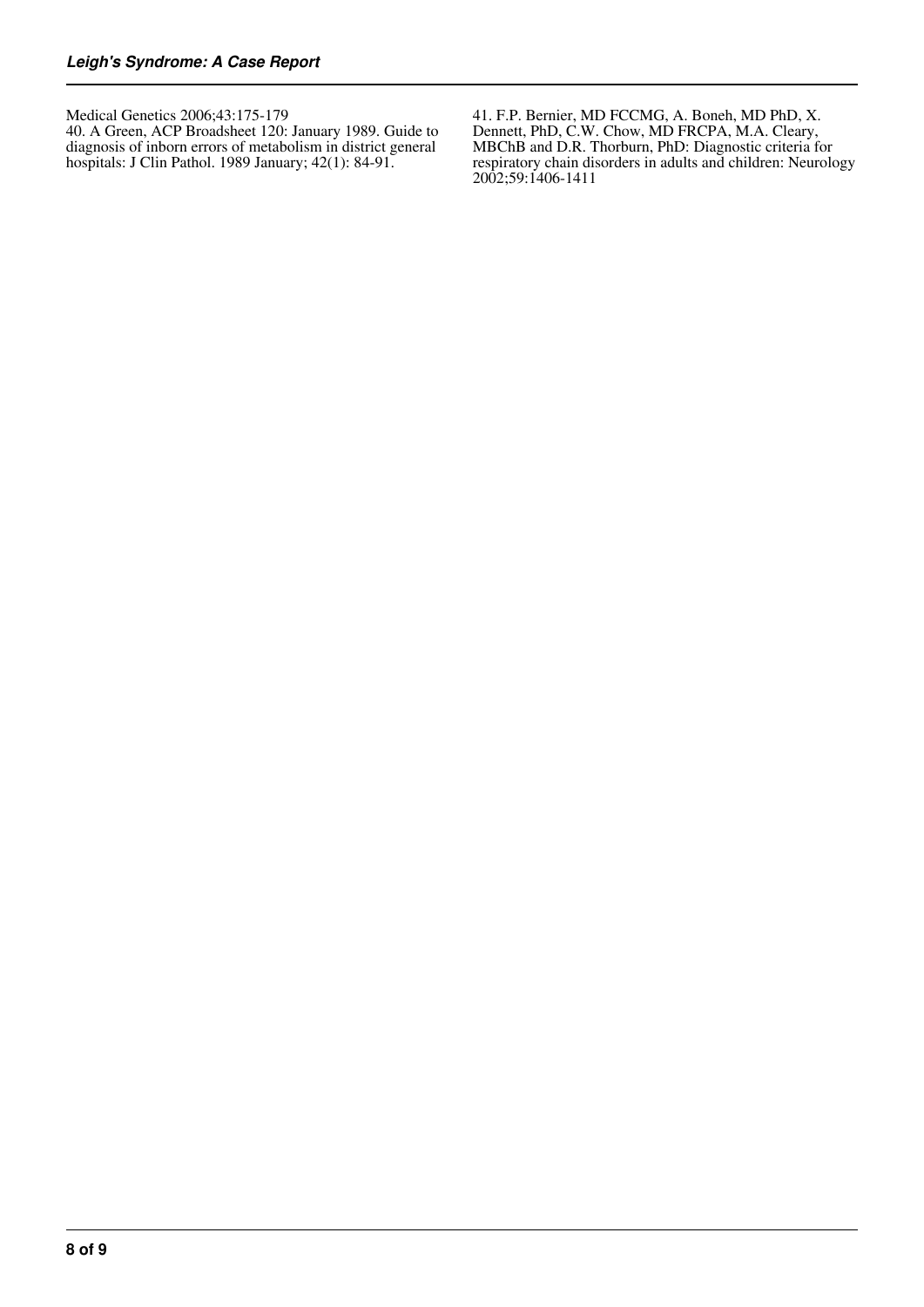Medical Genetics 2006;43:175-179

40. A Green, ACP Broadsheet 120: January 1989. Guide to diagnosis of inborn errors of metabolism in district general hospitals: J Clin Pathol. 1989 January; 42(1): 84-91.

41. F.P. Bernier, MD FCCMG, A. Boneh, MD PhD, X. Dennett, PhD, C.W. Chow, MD FRCPA, M.A. Cleary, MBChB and D.R. Thorburn, PhD: Diagnostic criteria for respiratory chain disorders in adults and children: Neurology 2002;59:1406-1411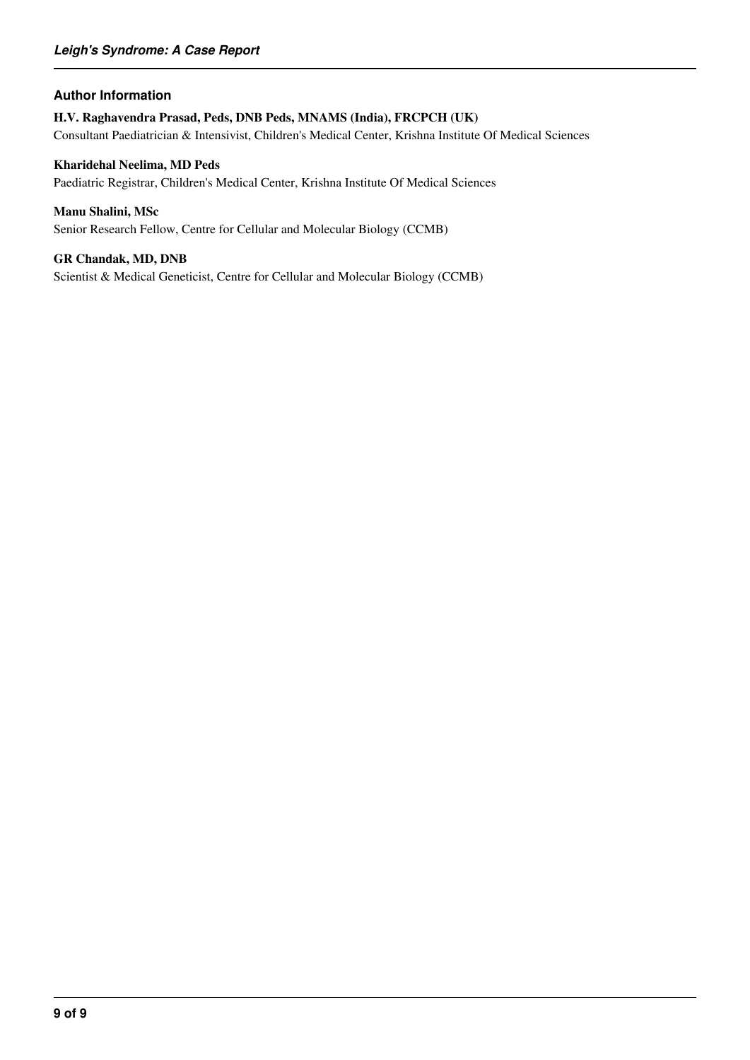## Author Information

**H.V. Raghavendra Prasad, Peds, DNB Peds, MNAMS (India), FRCPCH (UK)**
Consultant Paediatrician & Intensivist, Children's Medical Center, Krishna Institute Of Medical Sciences

**Kharidehal Neelima, MD Peds**
Paediatric Registrar, Children's Medical Center, Krishna Institute Of Medical Sciences

**Manu Shalini, MSc**
Senior Research Fellow, Centre for Cellular and Molecular Biology (CCMB)

**GR Chandak, MD, DNB**
Scientist & Medical Geneticist, Centre for Cellular and Molecular Biology (CCMB)